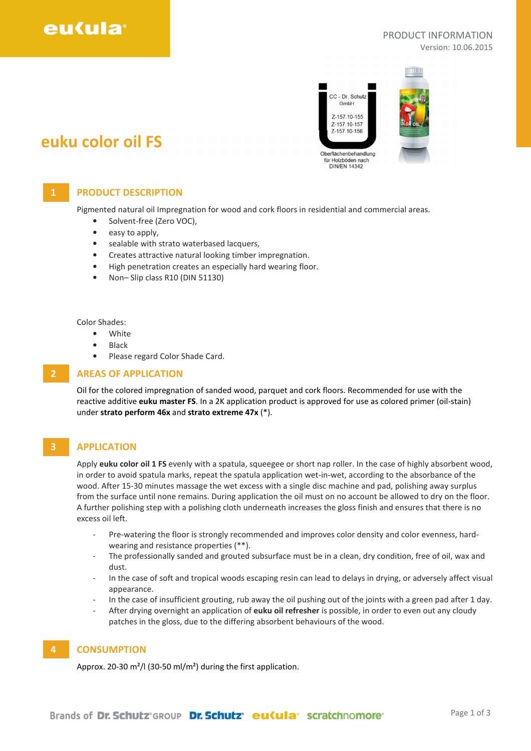PRODUCT INFORMATION
Version: 10.06.2015

# euku color oil FS

CC - Dr. Schutz GmbH
Z-157.10-155
Z-157.10-157
Z-157.10-156

Oberflächenbehandlung für Holzböden nach DIN/EN 14342

## 1 PRODUCT DESCRIPTION

Pigmented natural oil Impregnation for wood and cork floors in residential and commercial areas.

- Solvent-free (Zero VOC),
- easy to apply,
- sealable with strato waterbased lacquers,
- Creates attractive natural looking timber impregnation.
- High penetration creates an especially hard wearing floor.
- Non– Slip class R10 (DIN 51130)

Color Shades:

- White
- Black
- Please regard Color Shade Card.

## 2 AREAS OF APPLICATION

Oil for the colored impregnation of sanded wood, parquet and cork floors. Recommended for use with the reactive additive **euku master FS**. In a 2K application product is approved for use as colored primer (oil-stain) under **strato perform 46x** and **strato extreme 47x** (*).

## 3 APPLICATION

Apply **euku color oil 1 FS** evenly with a spatula, squeegee or short nap roller. In the case of highly absorbent wood, in order to avoid spatula marks, repeat the spatula application wet-in-wet, according to the absorbance of the wood. After 15-30 minutes massage the wet excess with a single disc machine and pad, polishing away surplus from the surface until none remains. During application the oil must on no account be allowed to dry on the floor. A further polishing step with a polishing cloth underneath increases the gloss finish and ensures that there is no excess oil left.

- Pre-watering the floor is strongly recommended and improves color density and color evenness, hard-wearing and resistance properties (**).
- The professionally sanded and grouted subsurface must be in a clean, dry condition, free of oil, wax and dust.
- In the case of soft and tropical woods escaping resin can lead to delays in drying, or adversely affect visual appearance.
- In the case of insufficient grouting, rub away the oil pushing out of the joints with a green pad after 1 day.
- After drying overnight an application of **euku oil refresher** is possible, in order to even out any cloudy patches in the gloss, due to the differing absorbent behaviours of the wood.

## 4 CONSUMPTION

Approx. 20-30 m²/l (30-50 ml/m²) during the first application.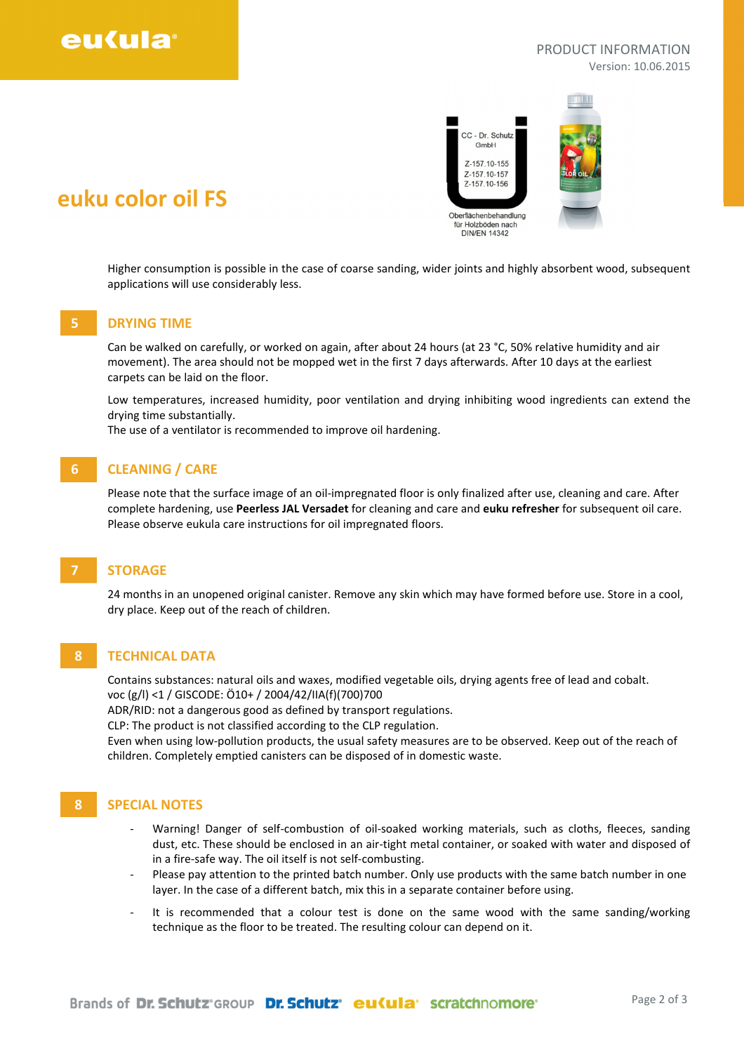# euku color oil FS

Higher consumption is possible in the case of coarse sanding, wider joints and highly absorbent wood, subsequent applications will use considerably less.

## 5 DRYING TIME

Can be walked on carefully, or worked on again, after about 24 hours (at 23 °C, 50% relative humidity and air movement). The area should not be mopped wet in the first 7 days afterwards. After 10 days at the earliest carpets can be laid on the floor.

Low temperatures, increased humidity, poor ventilation and drying inhibiting wood ingredients can extend the drying time substantially.
The use of a ventilator is recommended to improve oil hardening.

## 6 CLEANING / CARE

Please note that the surface image of an oil-impregnated floor is only finalized after use, cleaning and care. After complete hardening, use **Peerless JAL Versadet** for cleaning and care and **euku refresher** for subsequent oil care. Please observe eukula care instructions for oil impregnated floors.

## 7 STORAGE

24 months in an unopened original canister. Remove any skin which may have formed before use. Store in a cool, dry place. Keep out of the reach of children.

## 8 TECHNICAL DATA

Contains substances: natural oils and waxes, modified vegetable oils, drying agents free of lead and cobalt.
voc (g/l) <1 / GISCODE: Ö10+ / 2004/42/IIA(f)(700)700
ADR/RID: not a dangerous good as defined by transport regulations.
CLP: The product is not classified according to the CLP regulation.
Even when using low-pollution products, the usual safety measures are to be observed. Keep out of the reach of children. Completely emptied canisters can be disposed of in domestic waste.

## 8 SPECIAL NOTES

- Warning! Danger of self-combustion of oil-soaked working materials, such as cloths, fleeces, sanding dust, etc. These should be enclosed in an air-tight metal container, or soaked with water and disposed of in a fire-safe way. The oil itself is not self-combusting.
- Please pay attention to the printed batch number. Only use products with the same batch number in one layer. In the case of a different batch, mix this in a separate container before using.
- It is recommended that a colour test is done on the same wood with the same sanding/working technique as the floor to be treated. The resulting colour can depend on it.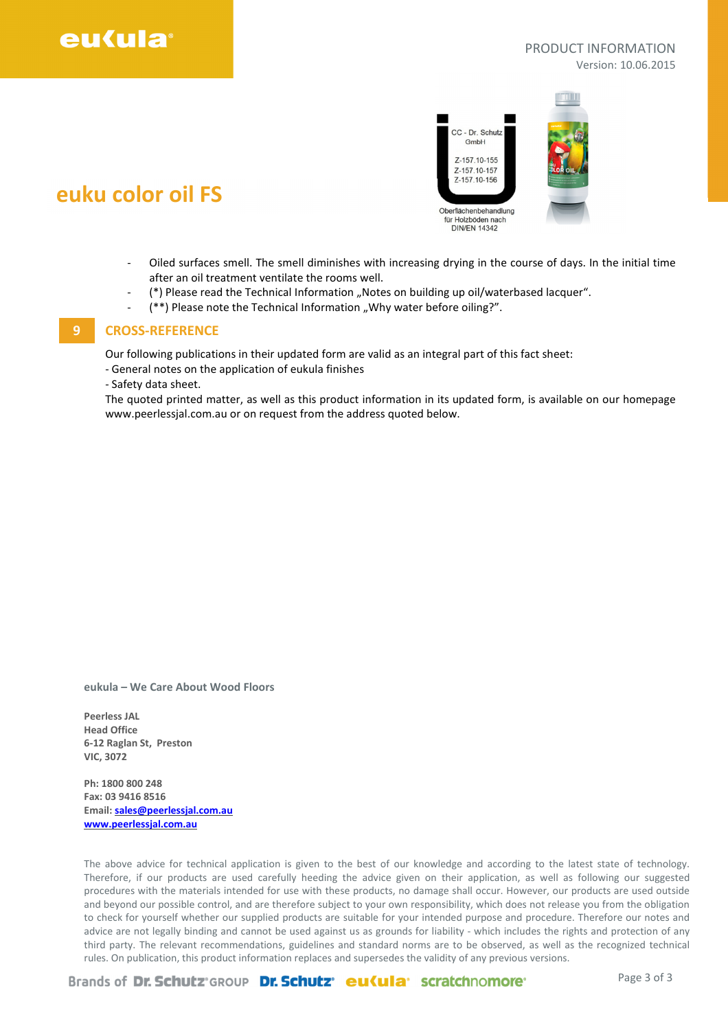- Oiled surfaces smell. The smell diminishes with increasing drying in the course of days. In the initial time after an oil treatment ventilate the rooms well.
- (*) Please read the Technical Information „Notes on building up oil/waterbased lacquer".
- (**) Please note the Technical Information „Why water before oiling?".

## 9 CROSS-REFERENCE

Our following publications in their updated form are valid as an integral part of this fact sheet:
- General notes on the application of eukula finishes
- Safety data sheet.

The quoted printed matter, as well as this product information in its updated form, is available on our homepage www.peerlessjal.com.au or on request from the address quoted below.

**eukula – We Care About Wood Floors**

**Peerless JAL**
**Head Office**
**6-12 Raglan St, Preston**
**VIC, 3072**

**Ph: 1800 800 248**
**Fax: 03 9416 8516**
**Email: sales@peerlessjal.com.au**
**www.peerlessjal.com.au**

The above advice for technical application is given to the best of our knowledge and according to the latest state of technology. Therefore, if our products are used carefully heeding the advice given on their application, as well as following our suggested procedures with the materials intended for use with these products, no damage shall occur. However, our products are used outside and beyond our possible control, and are therefore subject to your own responsibility, which does not release you from the obligation to check for yourself whether our supplied products are suitable for your intended purpose and procedure. Therefore our notes and advice are not legally binding and cannot be used against us as grounds for liability - which includes the rights and protection of any third party. The relevant recommendations, guidelines and standard norms are to be observed, as well as the recognized technical rules. On publication, this product information replaces and supersedes the validity of any previous versions.